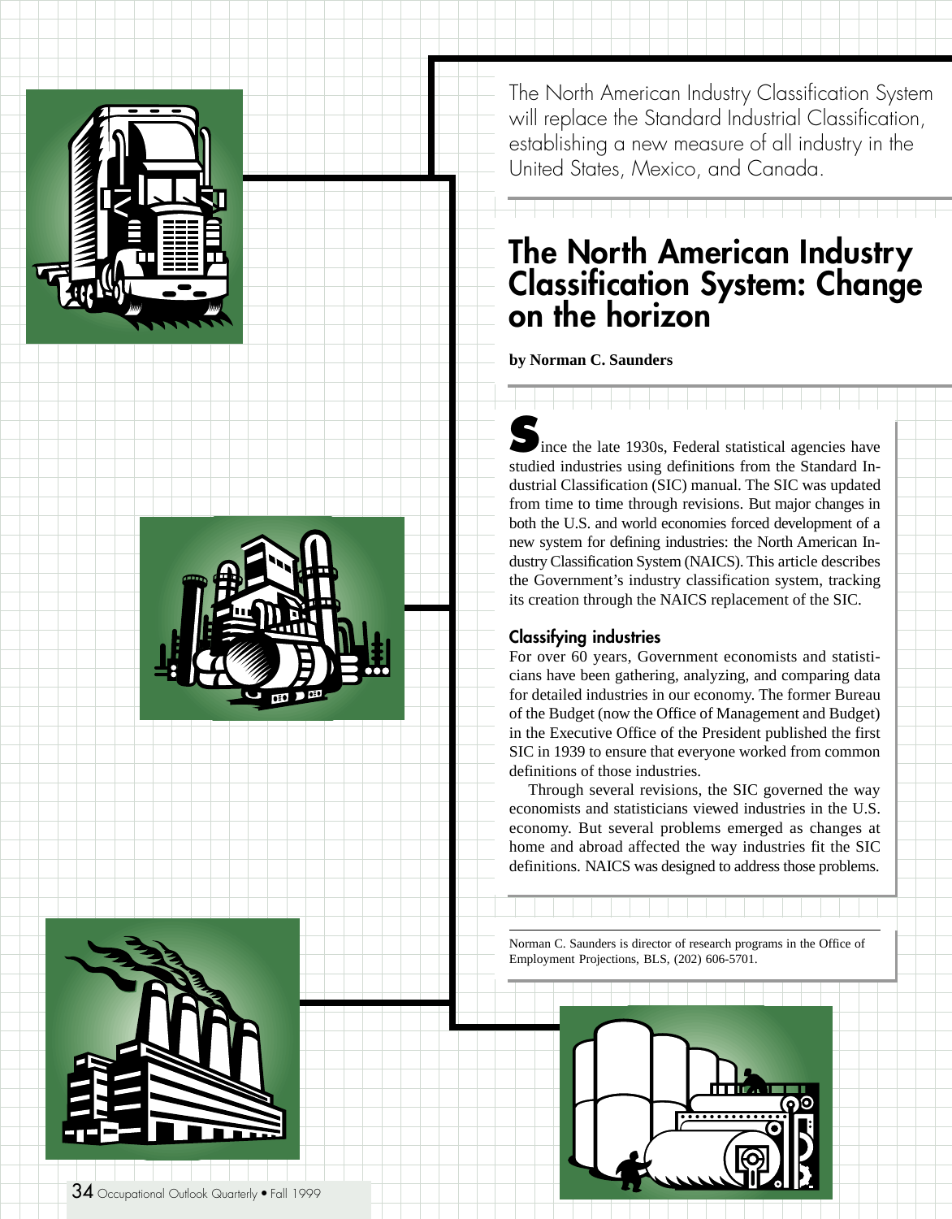The North American Industry Classification System will replace the Standard Industrial Classification, establishing a new measure of all industry in the United States, Mexico, and Canada.

# The North American Industry Classification System: Change on the horizon

**by Norman C. Saunders**

Since the late 1930s, Federal statistical agencies have studied industries using definitions from the Standard Industrial Classification (SIC) manual. The SIC was updated from time to time through revisions. But major changes in both the U.S. and world economies forced development of a new system for defining industries: the North American Industry Classification System (NAICS). This article describes the Government's industry classification system, tracking its creation through the NAICS replacement of the SIC.

## Classifying industries

For over 60 years, Government economists and statisticians have been gathering, analyzing, and comparing data for detailed industries in our economy. The former Bureau of the Budget (now the Office of Management and Budget) in the Executive Office of the President published the first SIC in 1939 to ensure that everyone worked from common definitions of those industries.

Through several revisions, the SIC governed the way economists and statisticians viewed industries in the U.S. economy. But several problems emerged as changes at home and abroad affected the way industries fit the SIC definitions. NAICS was designed to address those problems.

---

Norman C. Saunders is director of research programs in the Office of Employment Projections, BLS, (202) 606-5701.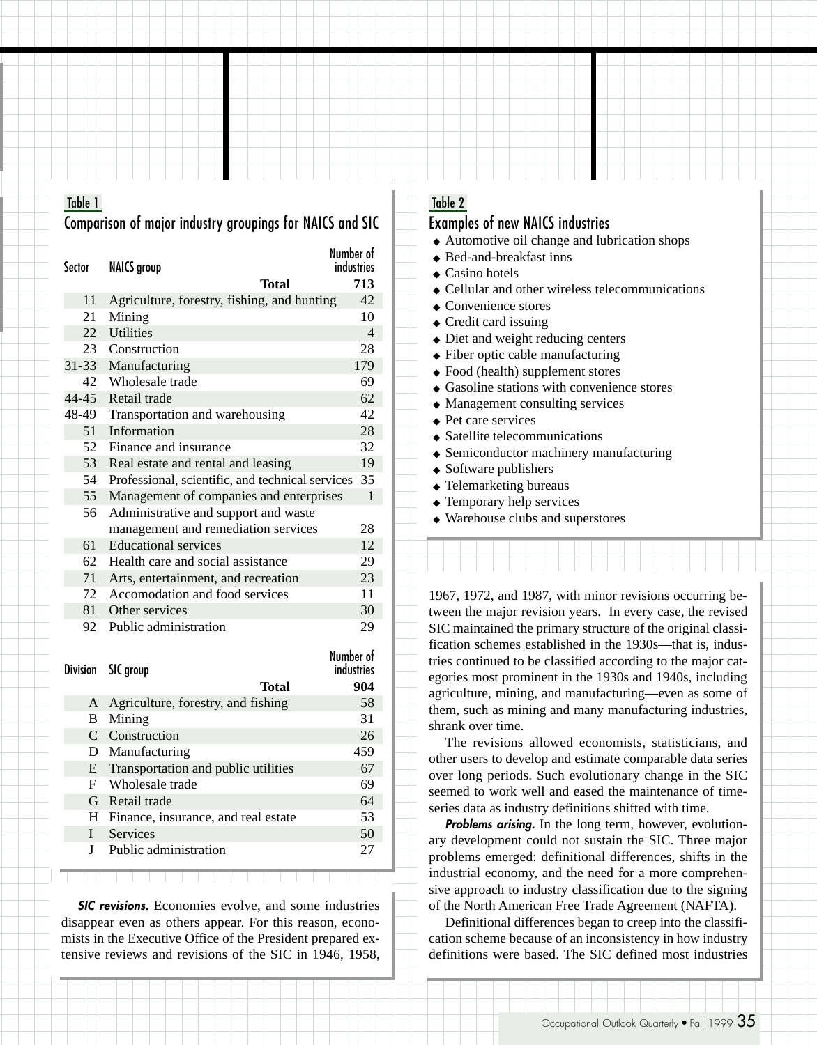**Table 1**

### Comparison of major industry groupings for NAICS and SIC

| Sector | NAICS group | Number of industries |
|---|---|---|
| | **Total** | **713** |
| 11 | Agriculture, forestry, fishing, and hunting | 42 |
| 21 | Mining | 10 |
| 22 | Utilities | 4 |
| 23 | Construction | 28 |
| 31-33 | Manufacturing | 179 |
| 42 | Wholesale trade | 69 |
| 44-45 | Retail trade | 62 |
| 48-49 | Transportation and warehousing | 42 |
| 51 | Information | 28 |
| 52 | Finance and insurance | 32 |
| 53 | Real estate and rental and leasing | 19 |
| 54 | Professional, scientific, and technical services | 35 |
| 55 | Management of companies and enterprises | 1 |
| 56 | Administrative and support and waste management and remediation services | 28 |
| 61 | Educational services | 12 |
| 62 | Health care and social assistance | 29 |
| 71 | Arts, entertainment, and recreation | 23 |
| 72 | Accomodation and food services | 11 |
| 81 | Other services | 30 |
| 92 | Public administration | 29 |

| Division | SIC group | Number of industries |
|---|---|---|
| | **Total** | **904** |
| A | Agriculture, forestry, and fishing | 58 |
| B | Mining | 31 |
| C | Construction | 26 |
| D | Manufacturing | 459 |
| E | Transportation and public utilities | 67 |
| F | Wholesale trade | 69 |
| G | Retail trade | 64 |
| H | Finance, insurance, and real estate | 53 |
| I | Services | 50 |
| J | Public administration | 27 |

**Table 2**

### Examples of new NAICS industries

- Automotive oil change and lubrication shops
- Bed-and-breakfast inns
- Casino hotels
- Cellular and other wireless telecommunications
- Convenience stores
- Credit card issuing
- Diet and weight reducing centers
- Fiber optic cable manufacturing
- Food (health) supplement stores
- Gasoline stations with convenience stores
- Management consulting services
- Pet care services
- Satellite telecommunications
- Semiconductor machinery manufacturing
- Software publishers
- Telemarketing bureaus
- Temporary help services
- Warehouse clubs and superstores

***SIC revisions.*** Economies evolve, and some industries disappear even as others appear. For this reason, economists in the Executive Office of the President prepared extensive reviews and revisions of the SIC in 1946, 1958, 1967, 1972, and 1987, with minor revisions occurring between the major revision years. In every case, the revised SIC maintained the primary structure of the original classification schemes established in the 1930s—that is, industries continued to be classified according to the major categories most prominent in the 1930s and 1940s, including agriculture, mining, and manufacturing—even as some of them, such as mining and many manufacturing industries, shrank over time.

The revisions allowed economists, statisticians, and other users to develop and estimate comparable data series over long periods. Such evolutionary change in the SIC seemed to work well and eased the maintenance of time-series data as industry definitions shifted with time.

***Problems arising.*** In the long term, however, evolutionary development could not sustain the SIC. Three major problems emerged: definitional differences, shifts in the industrial economy, and the need for a more comprehensive approach to industry classification due to the signing of the North American Free Trade Agreement (NAFTA).

Definitional differences began to creep into the classification scheme because of an inconsistency in how industry definitions were based. The SIC defined most industries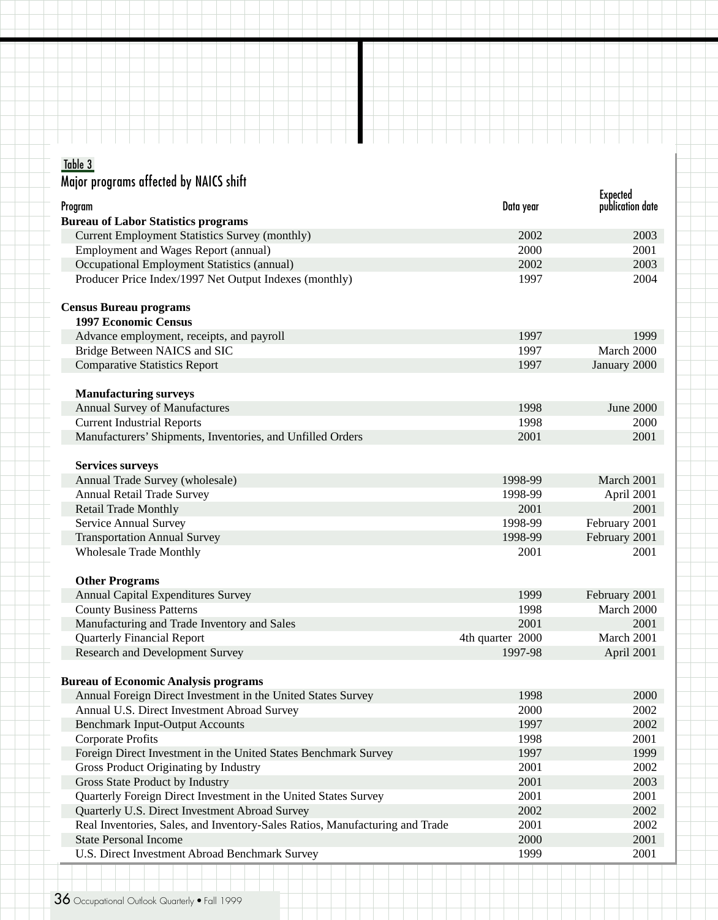Table 3

Major programs affected by NAICS shift

| Program | Data year | Expected publication date |
|---|---|---|
| **Bureau of Labor Statistics programs** | | |
| Current Employment Statistics Survey (monthly) | 2002 | 2003 |
| Employment and Wages Report (annual) | 2000 | 2001 |
| Occupational Employment Statistics (annual) | 2002 | 2003 |
| Producer Price Index/1997 Net Output Indexes (monthly) | 1997 | 2004 |
| **Census Bureau programs** | | |
| **1997 Economic Census** | | |
| Advance employment, receipts, and payroll | 1997 | 1999 |
| Bridge Between NAICS and SIC | 1997 | March 2000 |
| Comparative Statistics Report | 1997 | January 2000 |
| **Manufacturing surveys** | | |
| Annual Survey of Manufactures | 1998 | June 2000 |
| Current Industrial Reports | 1998 | 2000 |
| Manufacturers' Shipments, Inventories, and Unfilled Orders | 2001 | 2001 |
| **Services surveys** | | |
| Annual Trade Survey (wholesale) | 1998-99 | March 2001 |
| Annual Retail Trade Survey | 1998-99 | April 2001 |
| Retail Trade Monthly | 2001 | 2001 |
| Service Annual Survey | 1998-99 | February 2001 |
| Transportation Annual Survey | 1998-99 | February 2001 |
| Wholesale Trade Monthly | 2001 | 2001 |
| **Other Programs** | | |
| Annual Capital Expenditures Survey | 1999 | February 2001 |
| County Business Patterns | 1998 | March 2000 |
| Manufacturing and Trade Inventory and Sales | 2001 | 2001 |
| Quarterly Financial Report | 4th quarter 2000 | March 2001 |
| Research and Development Survey | 1997-98 | April 2001 |
| **Bureau of Economic Analysis programs** | | |
| Annual Foreign Direct Investment in the United States Survey | 1998 | 2000 |
| Annual U.S. Direct Investment Abroad Survey | 2000 | 2002 |
| Benchmark Input-Output Accounts | 1997 | 2002 |
| Corporate Profits | 1998 | 2001 |
| Foreign Direct Investment in the United States Benchmark Survey | 1997 | 1999 |
| Gross Product Originating by Industry | 2001 | 2002 |
| Gross State Product by Industry | 2001 | 2003 |
| Quarterly Foreign Direct Investment in the United States Survey | 2001 | 2001 |
| Quarterly U.S. Direct Investment Abroad Survey | 2002 | 2002 |
| Real Inventories, Sales, and Inventory-Sales Ratios, Manufacturing and Trade | 2001 | 2002 |
| State Personal Income | 2000 | 2001 |
| U.S. Direct Investment Abroad Benchmark Survey | 1999 | 2001 |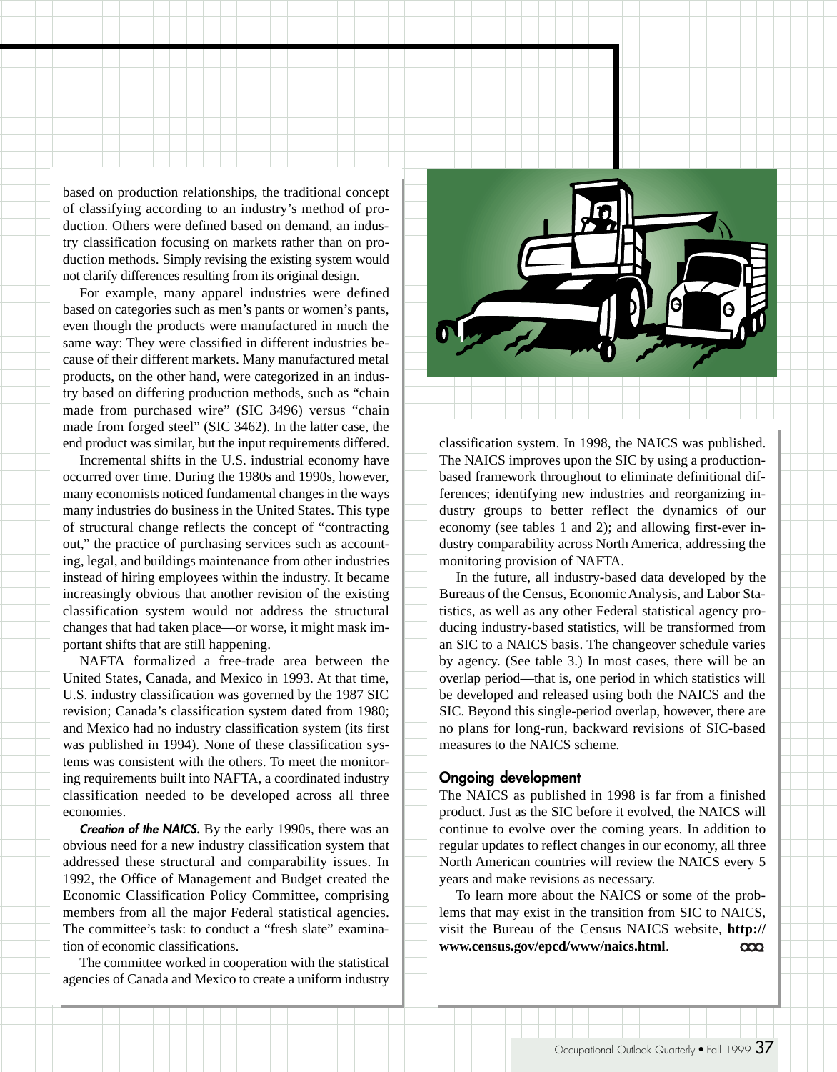based on production relationships, the traditional concept of classifying according to an industry's method of production. Others were defined based on demand, an industry classification focusing on markets rather than on production methods. Simply revising the existing system would not clarify differences resulting from its original design.

For example, many apparel industries were defined based on categories such as men's pants or women's pants, even though the products were manufactured in much the same way: They were classified in different industries because of their different markets. Many manufactured metal products, on the other hand, were categorized in an industry based on differing production methods, such as "chain made from purchased wire" (SIC 3496) versus "chain made from forged steel" (SIC 3462). In the latter case, the end product was similar, but the input requirements differed.

Incremental shifts in the U.S. industrial economy have occurred over time. During the 1980s and 1990s, however, many economists noticed fundamental changes in the ways many industries do business in the United States. This type of structural change reflects the concept of "contracting out," the practice of purchasing services such as accounting, legal, and buildings maintenance from other industries instead of hiring employees within the industry. It became increasingly obvious that another revision of the existing classification system would not address the structural changes that had taken place—or worse, it might mask important shifts that are still happening.

NAFTA formalized a free-trade area between the United States, Canada, and Mexico in 1993. At that time, U.S. industry classification was governed by the 1987 SIC revision; Canada's classification system dated from 1980; and Mexico had no industry classification system (its first was published in 1994). None of these classification systems was consistent with the others. To meet the monitoring requirements built into NAFTA, a coordinated industry classification needed to be developed across all three economies.

***Creation of the NAICS.*** By the early 1990s, there was an obvious need for a new industry classification system that addressed these structural and comparability issues. In 1992, the Office of Management and Budget created the Economic Classification Policy Committee, comprising members from all the major Federal statistical agencies. The committee's task: to conduct a "fresh slate" examination of economic classifications.

The committee worked in cooperation with the statistical agencies of Canada and Mexico to create a uniform industry classification system. In 1998, the NAICS was published. The NAICS improves upon the SIC by using a production-based framework throughout to eliminate definitional differences; identifying new industries and reorganizing industry groups to better reflect the dynamics of our economy (see tables 1 and 2); and allowing first-ever industry comparability across North America, addressing the monitoring provision of NAFTA.

In the future, all industry-based data developed by the Bureaus of the Census, Economic Analysis, and Labor Statistics, as well as any other Federal statistical agency producing industry-based statistics, will be transformed from an SIC to a NAICS basis. The changeover schedule varies by agency. (See table 3.) In most cases, there will be an overlap period—that is, one period in which statistics will be developed and released using both the NAICS and the SIC. Beyond this single-period overlap, however, there are no plans for long-run, backward revisions of SIC-based measures to the NAICS scheme.

## Ongoing development

The NAICS as published in 1998 is far from a finished product. Just as the SIC before it evolved, the NAICS will continue to evolve over the coming years. In addition to regular updates to reflect changes in our economy, all three North American countries will review the NAICS every 5 years and make revisions as necessary.

To learn more about the NAICS or some of the problems that may exist in the transition from SIC to NAICS, visit the Bureau of the Census NAICS website, **http://www.census.gov/epcd/www/naics.html**.